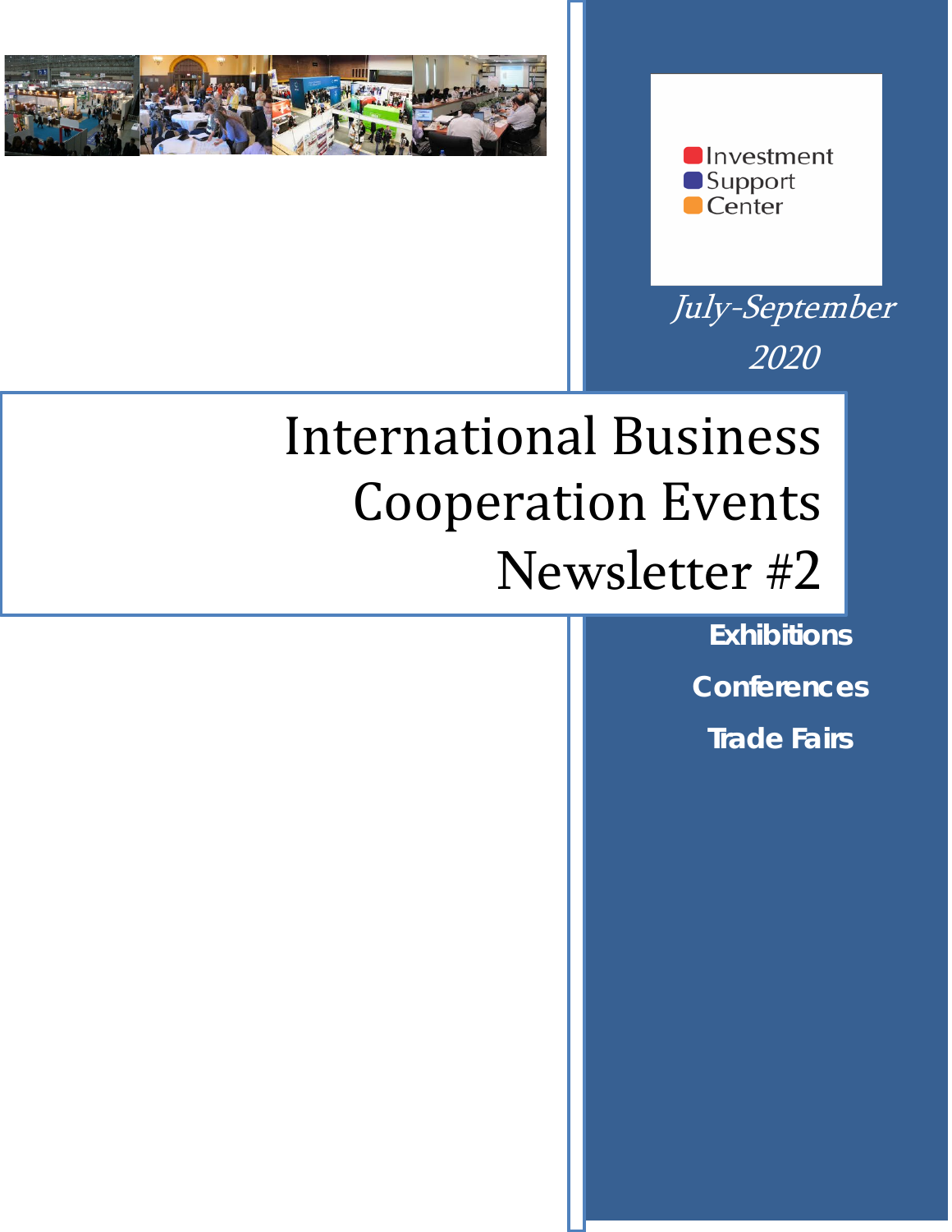Investment
Support
Center

*July-September 2020*

# International Business Cooperation Events Newsletter #2

**Exhibitions**

**Conferences**

**Trade Fairs**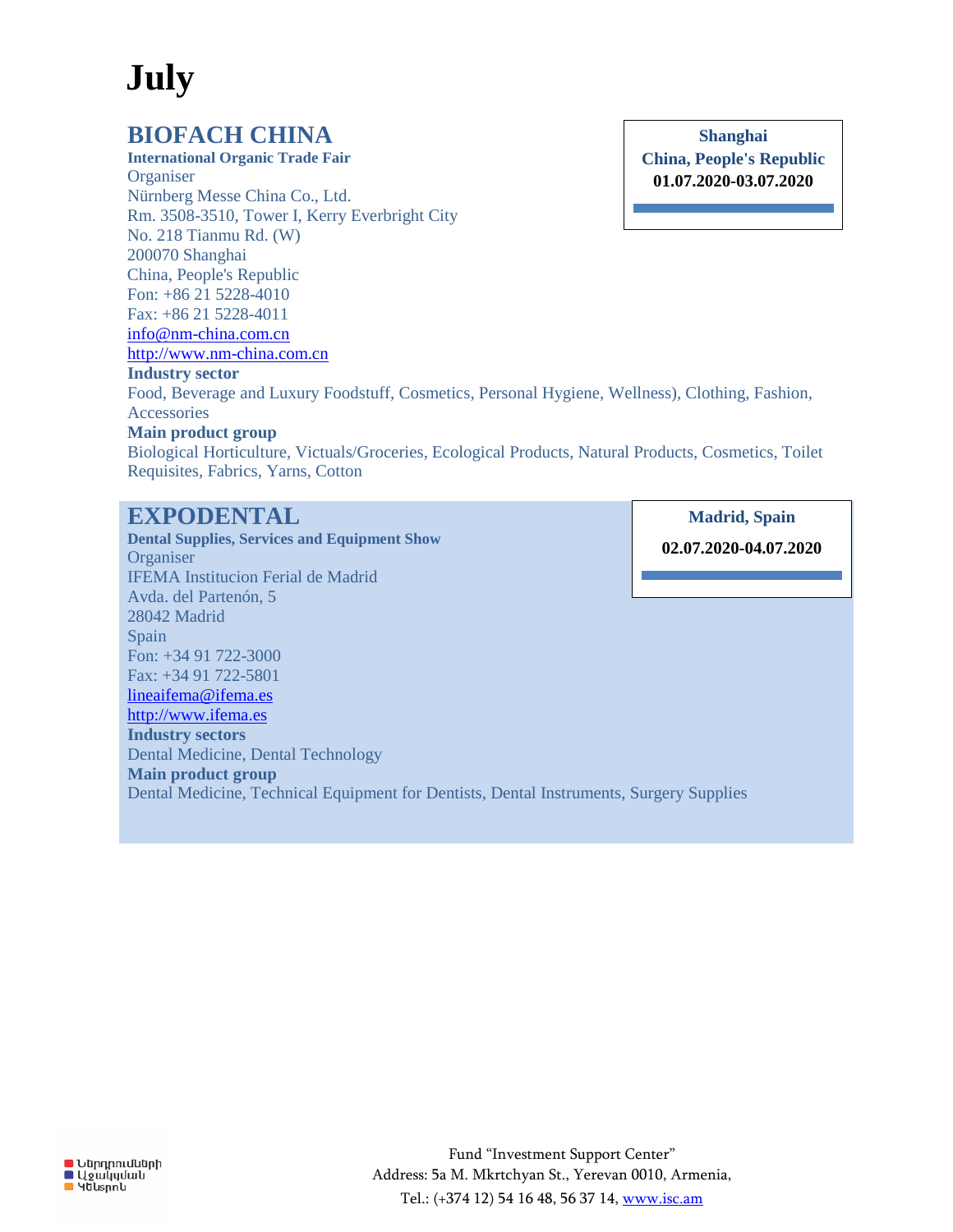# July

## BIOFACH CHINA

**Shanghai**
**China, People's Republic**
**01.07.2020-03.07.2020**

**International Organic Trade Fair**

Organiser
Nürnberg Messe China Co., Ltd.
Rm. 3508-3510, Tower I, Kerry Everbright City
No. 218 Tianmu Rd. (W)
200070 Shanghai
China, People's Republic
Fon: +86 21 5228-4010
Fax: +86 21 5228-4011
info@nm-china.com.cn
http://www.nm-china.com.cn

**Industry sector**

Food, Beverage and Luxury Foodstuff, Cosmetics, Personal Hygiene, Wellness), Clothing, Fashion, Accessories

**Main product group**

Biological Horticulture, Victuals/Groceries, Ecological Products, Natural Products, Cosmetics, Toilet Requisites, Fabrics, Yarns, Cotton

## EXPODENTAL

**Madrid, Spain**
**02.07.2020-04.07.2020**

**Dental Supplies, Services and Equipment Show**

Organiser
IFEMA Institucion Ferial de Madrid
Avda. del Partenón, 5
28042 Madrid
Spain
Fon: +34 91 722-3000
Fax: +34 91 722-5801
lineaifema@ifema.es
http://www.ifema.es

**Industry sectors**

Dental Medicine, Dental Technology

**Main product group**

Dental Medicine, Technical Equipment for Dentists, Dental Instruments, Surgery Supplies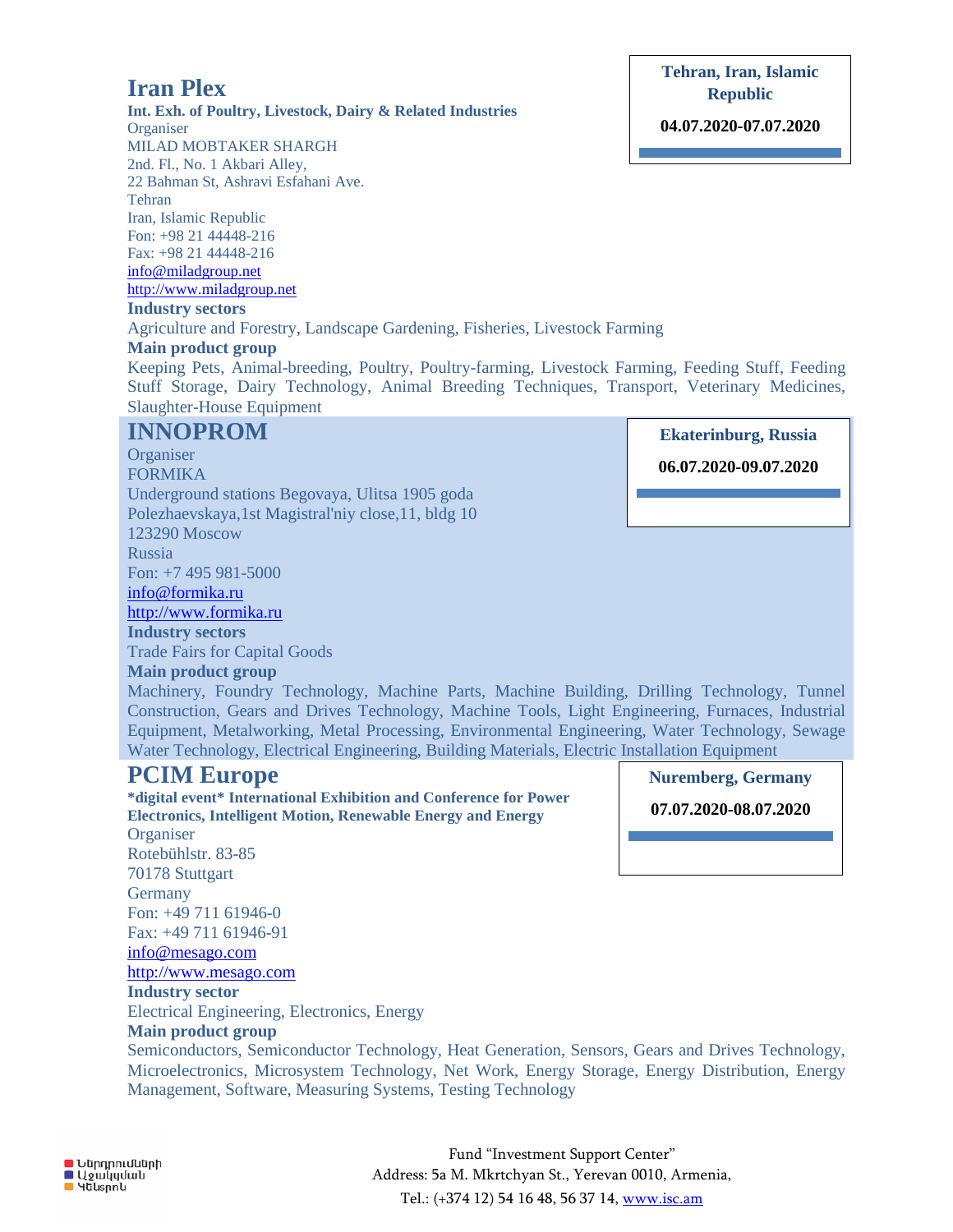## Iran Plex

**Tehran, Iran, Islamic Republic**

**04.07.2020-07.07.2020**

**Int. Exh. of Poultry, Livestock, Dairy & Related Industries**

Organiser
MILAD MOBTAKER SHARGH
2nd. Fl., No. 1 Akbari Alley,
22 Bahman St, Ashravi Esfahani Ave.
Tehran
Iran, Islamic Republic
Fon: +98 21 44448-216
Fax: +98 21 44448-216
info@miladgroup.net
http://www.miladgroup.net

**Industry sectors**

Agriculture and Forestry, Landscape Gardening, Fisheries, Livestock Farming

**Main product group**

Keeping Pets, Animal-breeding, Poultry, Poultry-farming, Livestock Farming, Feeding Stuff, Feeding Stuff Storage, Dairy Technology, Animal Breeding Techniques, Transport, Veterinary Medicines, Slaughter-House Equipment

## INNOPROM

**Ekaterinburg, Russia**

**06.07.2020-09.07.2020**

Organiser
FORMIKA
Underground stations Begovaya, Ulitsa 1905 goda
Polezhaevskaya,1st Magistral'niy close,11, bldg 10
123290 Moscow
Russia
Fon: +7 495 981-5000
info@formika.ru
http://www.formika.ru

**Industry sectors**

Trade Fairs for Capital Goods

**Main product group**

Machinery, Foundry Technology, Machine Parts, Machine Building, Drilling Technology, Tunnel Construction, Gears and Drives Technology, Machine Tools, Light Engineering, Furnaces, Industrial Equipment, Metalworking, Metal Processing, Environmental Engineering, Water Technology, Sewage Water Technology, Electrical Engineering, Building Materials, Electric Installation Equipment

## PCIM Europe

**Nuremberg, Germany**

**07.07.2020-08.07.2020**

**\*digital event\* International Exhibition and Conference for Power Electronics, Intelligent Motion, Renewable Energy and Energy**

Organiser
Rotebühlstr. 83-85
70178 Stuttgart
Germany
Fon: +49 711 61946-0
Fax: +49 711 61946-91
info@mesago.com
http://www.mesago.com

**Industry sector**

Electrical Engineering, Electronics, Energy

**Main product group**

Semiconductors, Semiconductor Technology, Heat Generation, Sensors, Gears and Drives Technology, Microelectronics, Microsystem Technology, Net Work, Energy Storage, Energy Distribution, Energy Management, Software, Measuring Systems, Testing Technology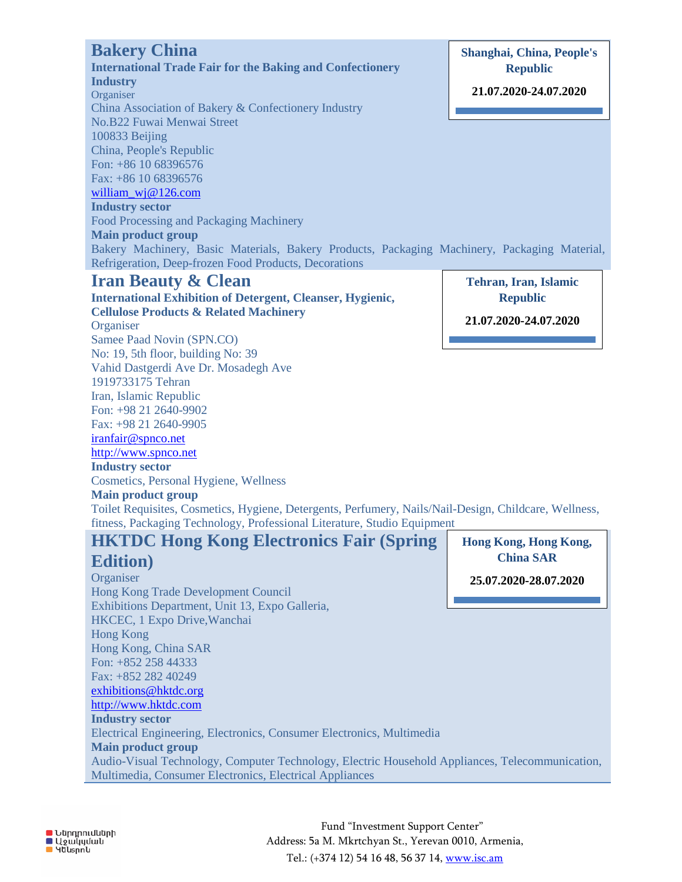## Bakery China

**Shanghai, China, People's Republic**

**21.07.2020-24.07.2020**

**International Trade Fair for the Baking and Confectionery Industry**

Organiser

China Association of Bakery & Confectionery Industry
No.B22 Fuwai Menwai Street
100833 Beijing
China, People's Republic
Fon: +86 10 68396576
Fax: +86 10 68396576
william_wj@126.com

**Industry sector**

Food Processing and Packaging Machinery

**Main product group**

Bakery Machinery, Basic Materials, Bakery Products, Packaging Machinery, Packaging Material, Refrigeration, Deep-frozen Food Products, Decorations

## Iran Beauty & Clean

**Tehran, Iran, Islamic Republic**

**21.07.2020-24.07.2020**

**International Exhibition of Detergent, Cleanser, Hygienic, Cellulose Products & Related Machinery**

Organiser

Samee Paad Novin (SPN.CO)
No: 19, 5th floor, building No: 39
Vahid Dastgerdi Ave Dr. Mosadegh Ave
1919733175 Tehran
Iran, Islamic Republic
Fon: +98 21 2640-9902
Fax: +98 21 2640-9905
iranfair@spnco.net
http://www.spnco.net

**Industry sector**

Cosmetics, Personal Hygiene, Wellness

**Main product group**

Toilet Requisites, Cosmetics, Hygiene, Detergents, Perfumery, Nails/Nail-Design, Childcare, Wellness, fitness, Packaging Technology, Professional Literature, Studio Equipment

## HKTDC Hong Kong Electronics Fair (Spring Edition)

**Hong Kong, Hong Kong, China SAR**

**25.07.2020-28.07.2020**

Organiser

Hong Kong Trade Development Council
Exhibitions Department, Unit 13, Expo Galleria,
HKCEC, 1 Expo Drive,Wanchai
Hong Kong
Hong Kong, China SAR
Fon: +852 258 44333
Fax: +852 282 40249
exhibitions@hktdc.org
http://www.hktdc.com

**Industry sector**

Electrical Engineering, Electronics, Consumer Electronics, Multimedia

**Main product group**

Audio-Visual Technology, Computer Technology, Electric Household Appliances, Telecommunication, Multimedia, Consumer Electronics, Electrical Appliances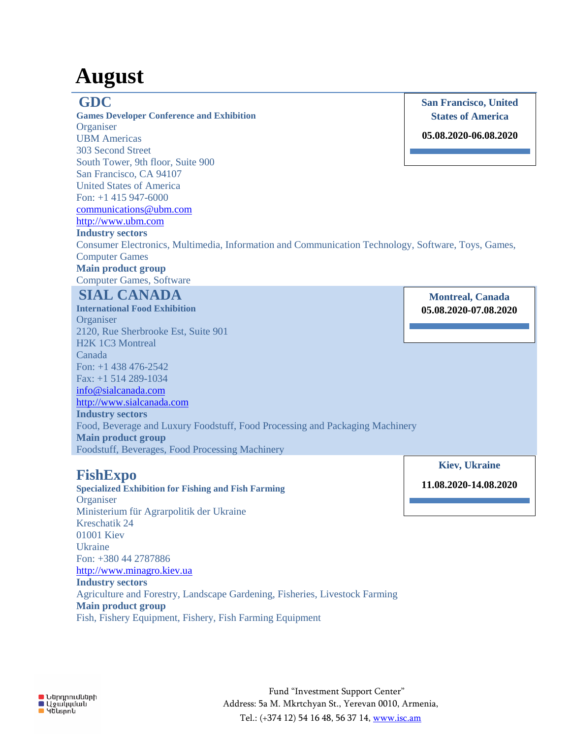# August

## GDC

**Games Developer Conference and Exhibition**

**San Francisco, United States of America**

**05.08.2020-06.08.2020**

Organiser
UBM Americas
303 Second Street
South Tower, 9th floor, Suite 900
San Francisco, CA 94107
United States of America
Fon: +1 415 947-6000
communications@ubm.com
http://www.ubm.com

**Industry sectors**
Consumer Electronics, Multimedia, Information and Communication Technology, Software, Toys, Games, Computer Games

**Main product group**
Computer Games, Software

## SIAL CANADA

**International Food Exhibition**

**Montreal, Canada**

**05.08.2020-07.08.2020**

Organiser
2120, Rue Sherbrooke Est, Suite 901
H2K 1C3 Montreal
Canada
Fon: +1 438 476-2542
Fax: +1 514 289-1034
info@sialcanada.com
http://www.sialcanada.com

**Industry sectors**
Food, Beverage and Luxury Foodstuff, Food Processing and Packaging Machinery

**Main product group**
Foodstuff, Beverages, Food Processing Machinery

## FishExpo

**Specialized Exhibition for Fishing and Fish Farming**

**Kiev, Ukraine**

**11.08.2020-14.08.2020**

Organiser
Ministerium für Agrarpolitik der Ukraine
Kreschatik 24
01001 Kiev
Ukraine
Fon: +380 44 2787886
http://www.minagro.kiev.ua

**Industry sectors**
Agriculture and Forestry, Landscape Gardening, Fisheries, Livestock Farming

**Main product group**
Fish, Fishery Equipment, Fishery, Fish Farming Equipment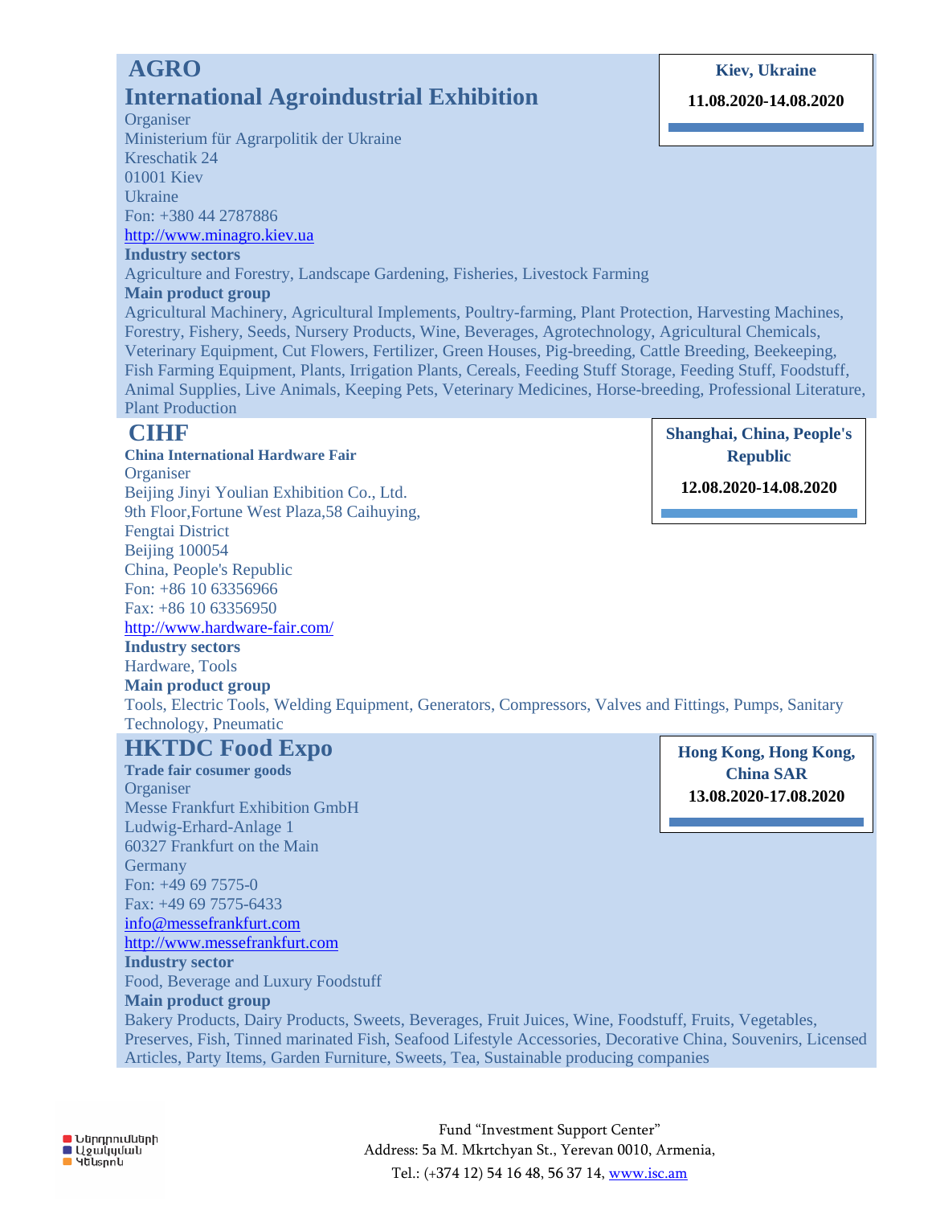## AGRO

## International Agroindustrial Exhibition

**Kiev, Ukraine**

**11.08.2020-14.08.2020**

Organiser
Ministerium für Agrarpolitik der Ukraine
Kreschatik 24
01001 Kiev
Ukraine
Fon: +380 44 2787886
http://www.minagro.kiev.ua

**Industry sectors**

Agriculture and Forestry, Landscape Gardening, Fisheries, Livestock Farming

**Main product group**

Agricultural Machinery, Agricultural Implements, Poultry-farming, Plant Protection, Harvesting Machines, Forestry, Fishery, Seeds, Nursery Products, Wine, Beverages, Agrotechnology, Agricultural Chemicals, Veterinary Equipment, Cut Flowers, Fertilizer, Green Houses, Pig-breeding, Cattle Breeding, Beekeeping, Fish Farming Equipment, Plants, Irrigation Plants, Cereals, Feeding Stuff Storage, Feeding Stuff, Foodstuff, Animal Supplies, Live Animals, Keeping Pets, Veterinary Medicines, Horse-breeding, Professional Literature, Plant Production

## CIHF

**China International Hardware Fair**

**Shanghai, China, People's Republic**

**12.08.2020-14.08.2020**

Organiser
Beijing Jinyi Youlian Exhibition Co., Ltd.
9th Floor,Fortune West Plaza,58 Caihuying,
Fengtai District
Beijing 100054
China, People's Republic
Fon: +86 10 63356966
Fax: +86 10 63356950
http://www.hardware-fair.com/

**Industry sectors**

Hardware, Tools

**Main product group**

Tools, Electric Tools, Welding Equipment, Generators, Compressors, Valves and Fittings, Pumps, Sanitary Technology, Pneumatic

## HKTDC Food Expo

**Trade fair cosumer goods**

**Hong Kong, Hong Kong, China SAR**

**13.08.2020-17.08.2020**

Organiser
Messe Frankfurt Exhibition GmbH
Ludwig-Erhard-Anlage 1
60327 Frankfurt on the Main
Germany
Fon: +49 69 7575-0
Fax: +49 69 7575-6433
info@messefrankfurt.com
http://www.messefrankfurt.com

**Industry sector**

Food, Beverage and Luxury Foodstuff

**Main product group**

Bakery Products, Dairy Products, Sweets, Beverages, Fruit Juices, Wine, Foodstuff, Fruits, Vegetables, Preserves, Fish, Tinned marinated Fish, Seafood Lifestyle Accessories, Decorative China, Souvenirs, Licensed Articles, Party Items, Garden Furniture, Sweets, Tea, Sustainable producing companies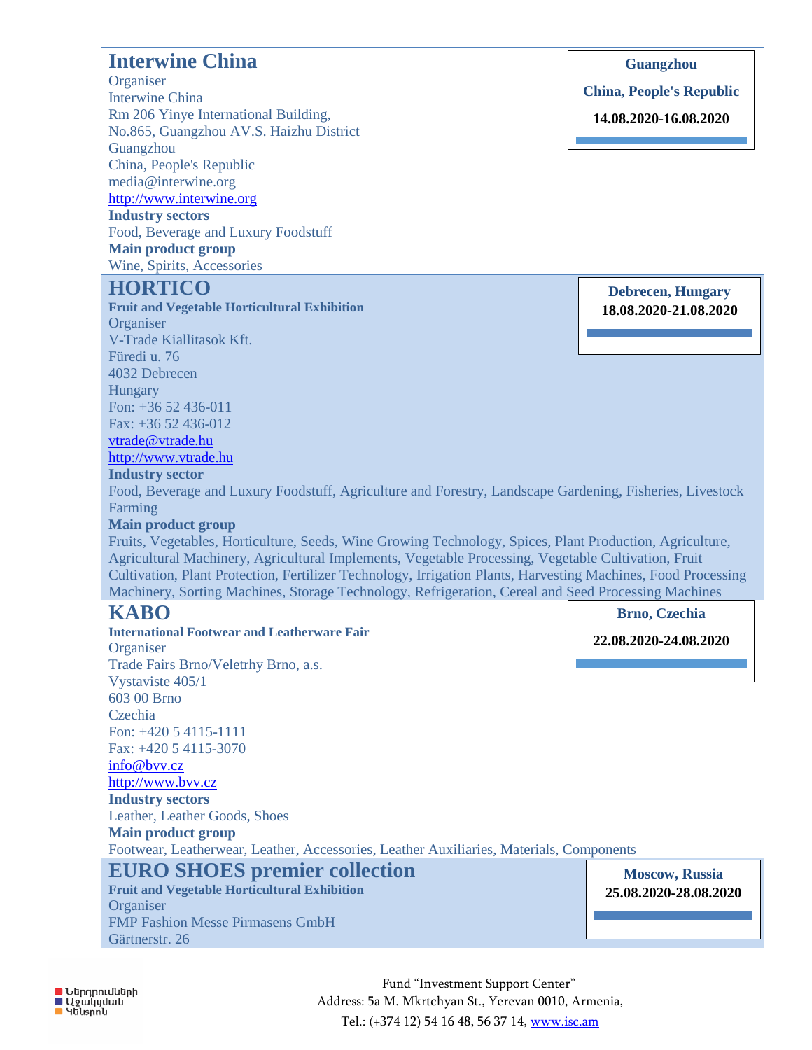## Interwine China

**Guangzhou**
**China, People's Republic**
**14.08.2020-16.08.2020**

Organiser
Interwine China
Rm 206 Yinye International Building,
No.865, Guangzhou AV.S. Haizhu District
Guangzhou
China, People's Republic
media@interwine.org
http://www.interwine.org

**Industry sectors**
Food, Beverage and Luxury Foodstuff

**Main product group**
Wine, Spirits, Accessories

## HORTICO

**Debrecen, Hungary**
**18.08.2020-21.08.2020**

**Fruit and Vegetable Horticultural Exhibition**

Organiser
V-Trade Kiallitasok Kft.
Füredi u. 76
4032 Debrecen
Hungary
Fon: +36 52 436-011
Fax: +36 52 436-012
vtrade@vtrade.hu
http://www.vtrade.hu

**Industry sector**
Food, Beverage and Luxury Foodstuff, Agriculture and Forestry, Landscape Gardening, Fisheries, Livestock Farming

**Main product group**
Fruits, Vegetables, Horticulture, Seeds, Wine Growing Technology, Spices, Plant Production, Agriculture, Agricultural Machinery, Agricultural Implements, Vegetable Processing, Vegetable Cultivation, Fruit Cultivation, Plant Protection, Fertilizer Technology, Irrigation Plants, Harvesting Machines, Food Processing Machinery, Sorting Machines, Storage Technology, Refrigeration, Cereal and Seed Processing Machines

## KABO

**Brno, Czechia**
**22.08.2020-24.08.2020**

**International Footwear and Leatherware Fair**

Organiser
Trade Fairs Brno/Veletrhy Brno, a.s.
Vystaviste 405/1
603 00 Brno
Czechia
Fon: +420 5 4115-1111
Fax: +420 5 4115-3070
info@bvv.cz
http://www.bvv.cz

**Industry sectors**
Leather, Leather Goods, Shoes

**Main product group**
Footwear, Leatherwear, Leather, Accessories, Leather Auxiliaries, Materials, Components

## EURO SHOES premier collection

**Moscow, Russia**
**25.08.2020-28.08.2020**

**Fruit and Vegetable Horticultural Exhibition**

Organiser
FMP Fashion Messe Pirmasens GmbH
Gärtnerstr. 26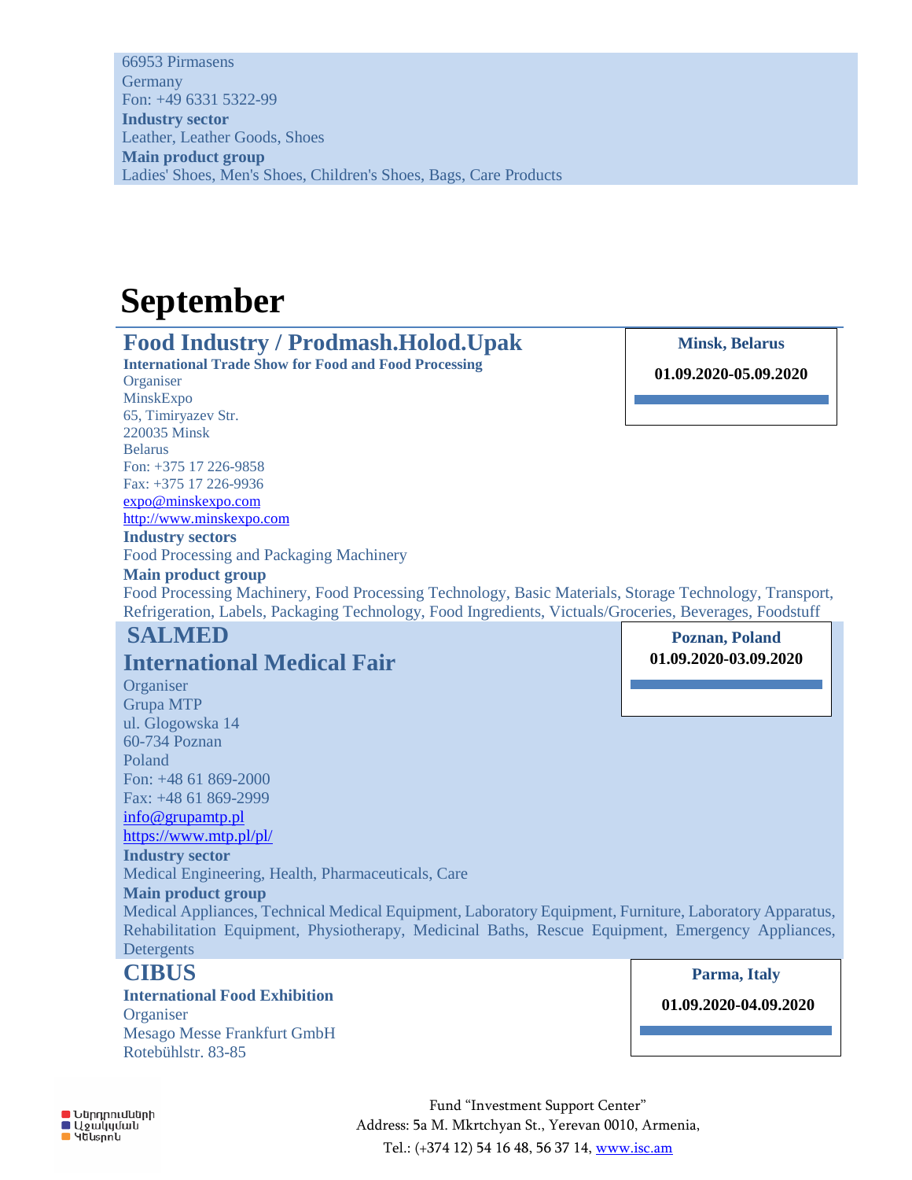66953 Pirmasens
Germany
Fon: +49 6331 5322-99
**Industry sector**
Leather, Leather Goods, Shoes
**Main product group**
Ladies' Shoes, Men's Shoes, Children's Shoes, Bags, Care Products

# September

## Food Industry / Prodmash.Holod.Upak

**Minsk, Belarus**

**01.09.2020-05.09.2020**

**International Trade Show for Food and Food Processing**
Organiser
MinskExpo
65, Timiryazev Str.
220035 Minsk
Belarus
Fon: +375 17 226-9858
Fax: +375 17 226-9936
expo@minskexpo.com
http://www.minskexpo.com
**Industry sectors**
Food Processing and Packaging Machinery
**Main product group**
Food Processing Machinery, Food Processing Technology, Basic Materials, Storage Technology, Transport, Refrigeration, Labels, Packaging Technology, Food Ingredients, Victuals/Groceries, Beverages, Foodstuff

## SALMED
## International Medical Fair

**Poznan, Poland**

**01.09.2020-03.09.2020**

Organiser
Grupa MTP
ul. Glogowska 14
60-734 Poznan
Poland
Fon: +48 61 869-2000
Fax: +48 61 869-2999
info@grupamtp.pl
https://www.mtp.pl/pl/
**Industry sector**
Medical Engineering, Health, Pharmaceuticals, Care
**Main product group**
Medical Appliances, Technical Medical Equipment, Laboratory Equipment, Furniture, Laboratory Apparatus, Rehabilitation Equipment, Physiotherapy, Medicinal Baths, Rescue Equipment, Emergency Appliances, Detergents

## CIBUS

**Parma, Italy**

**01.09.2020-04.09.2020**

**International Food Exhibition**
Organiser
Mesago Messe Frankfurt GmbH
Rotebühlstr. 83-85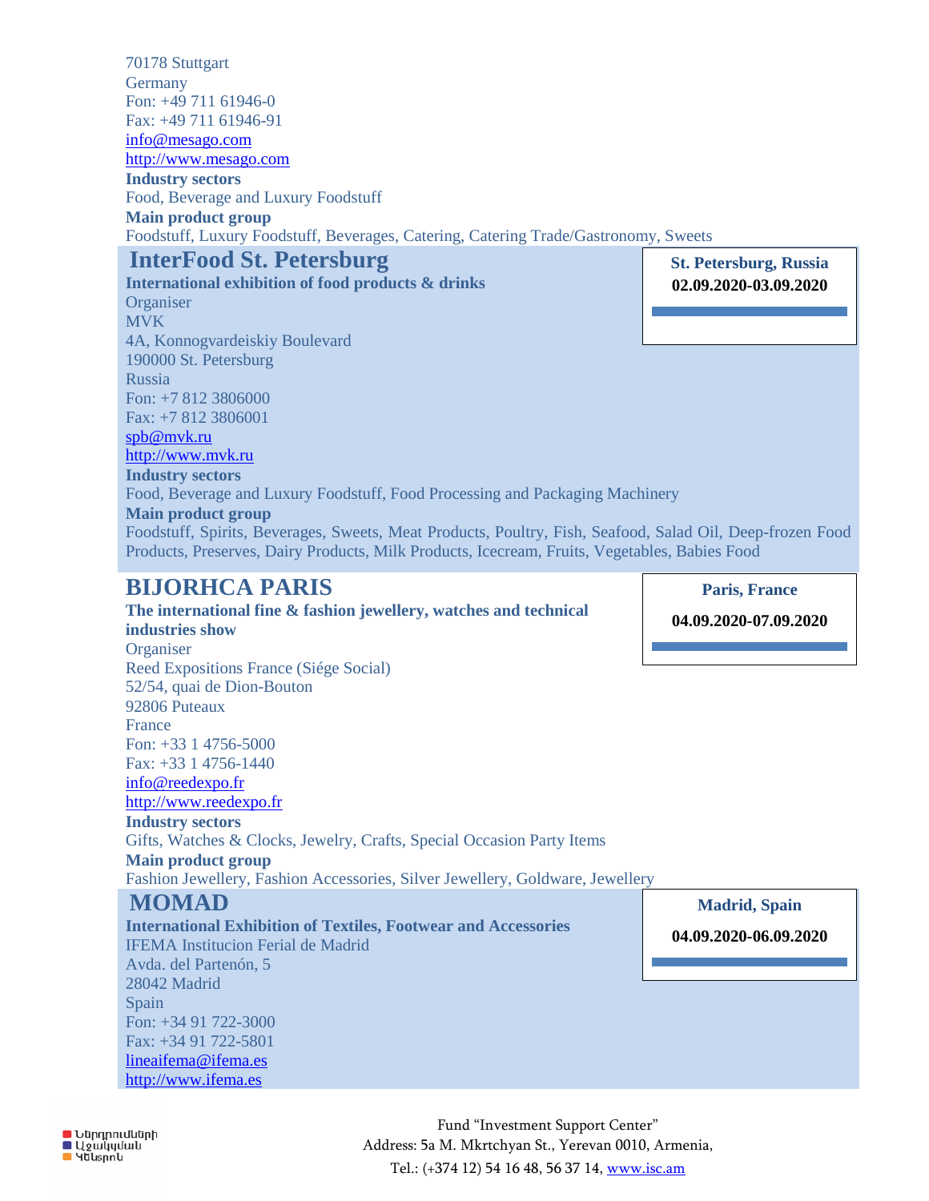70178 Stuttgart
Germany
Fon: +49 711 61946-0
Fax: +49 711 61946-91
info@mesago.com
http://www.mesago.com
**Industry sectors**
Food, Beverage and Luxury Foodstuff
**Main product group**
Foodstuff, Luxury Foodstuff, Beverages, Catering, Catering Trade/Gastronomy, Sweets

## InterFood St. Petersburg

**St. Petersburg, Russia**
**02.09.2020-03.09.2020**

**International exhibition of food products & drinks**
Organiser
MVK
4A, Konnogvardeiskiy Boulevard
190000 St. Petersburg
Russia
Fon: +7 812 3806000
Fax: +7 812 3806001
spb@mvk.ru
http://www.mvk.ru
**Industry sectors**
Food, Beverage and Luxury Foodstuff, Food Processing and Packaging Machinery
**Main product group**
Foodstuff, Spirits, Beverages, Sweets, Meat Products, Poultry, Fish, Seafood, Salad Oil, Deep-frozen Food Products, Preserves, Dairy Products, Milk Products, Icecream, Fruits, Vegetables, Babies Food

## BIJORHCA PARIS

**Paris, France**
**04.09.2020-07.09.2020**

**The international fine & fashion jewellery, watches and technical industries show**
Organiser
Reed Expositions France (Siége Social)
52/54, quai de Dion-Bouton
92806 Puteaux
France
Fon: +33 1 4756-5000
Fax: +33 1 4756-1440
info@reedexpo.fr
http://www.reedexpo.fr
**Industry sectors**
Gifts, Watches & Clocks, Jewelry, Crafts, Special Occasion Party Items
**Main product group**
Fashion Jewellery, Fashion Accessories, Silver Jewellery, Goldware, Jewellery

## MOMAD

**Madrid, Spain**
**04.09.2020-06.09.2020**

**International Exhibition of Textiles, Footwear and Accessories**
IFEMA Institucion Ferial de Madrid
Avda. del Partenón, 5
28042 Madrid
Spain
Fon: +34 91 722-3000
Fax: +34 91 722-5801
lineaifema@ifema.es
http://www.ifema.es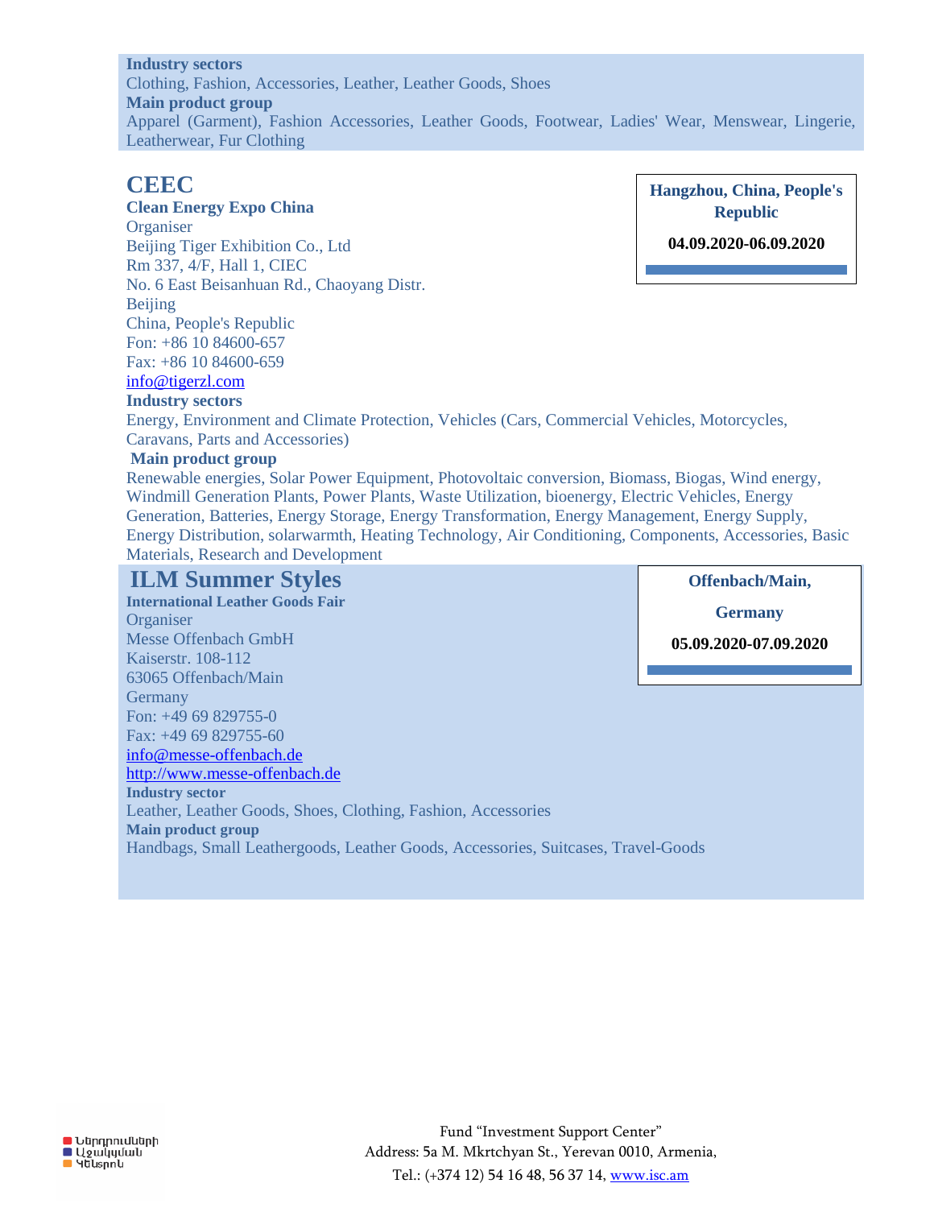**Industry sectors**
Clothing, Fashion, Accessories, Leather, Leather Goods, Shoes
**Main product group**
Apparel (Garment), Fashion Accessories, Leather Goods, Footwear, Ladies' Wear, Menswear, Lingerie, Leatherwear, Fur Clothing

## CEEC

**Hangzhou, China, People's Republic**

**04.09.2020-06.09.2020**

**Clean Energy Expo China**
Organiser
Beijing Tiger Exhibition Co., Ltd
Rm 337, 4/F, Hall 1, CIEC
No. 6 East Beisanhuan Rd., Chaoyang Distr.
Beijing
China, People's Republic
Fon: +86 10 84600-657
Fax: +86 10 84600-659
info@tigerzl.com
**Industry sectors**
Energy, Environment and Climate Protection, Vehicles (Cars, Commercial Vehicles, Motorcycles, Caravans, Parts and Accessories)
**Main product group**
Renewable energies, Solar Power Equipment, Photovoltaic conversion, Biomass, Biogas, Wind energy, Windmill Generation Plants, Power Plants, Waste Utilization, bioenergy, Electric Vehicles, Energy Generation, Batteries, Energy Storage, Energy Transformation, Energy Management, Energy Supply, Energy Distribution, solarwarmth, Heating Technology, Air Conditioning, Components, Accessories, Basic Materials, Research and Development

## ILM Summer Styles

**Offenbach/Main, Germany**

**05.09.2020-07.09.2020**

**International Leather Goods Fair**
Organiser
Messe Offenbach GmbH
Kaiserstr. 108-112
63065 Offenbach/Main
Germany
Fon: +49 69 829755-0
Fax: +49 69 829755-60
info@messe-offenbach.de
http://www.messe-offenbach.de
**Industry sector**
Leather, Leather Goods, Shoes, Clothing, Fashion, Accessories
**Main product group**
Handbags, Small Leathergoods, Leather Goods, Accessories, Suitcases, Travel-Goods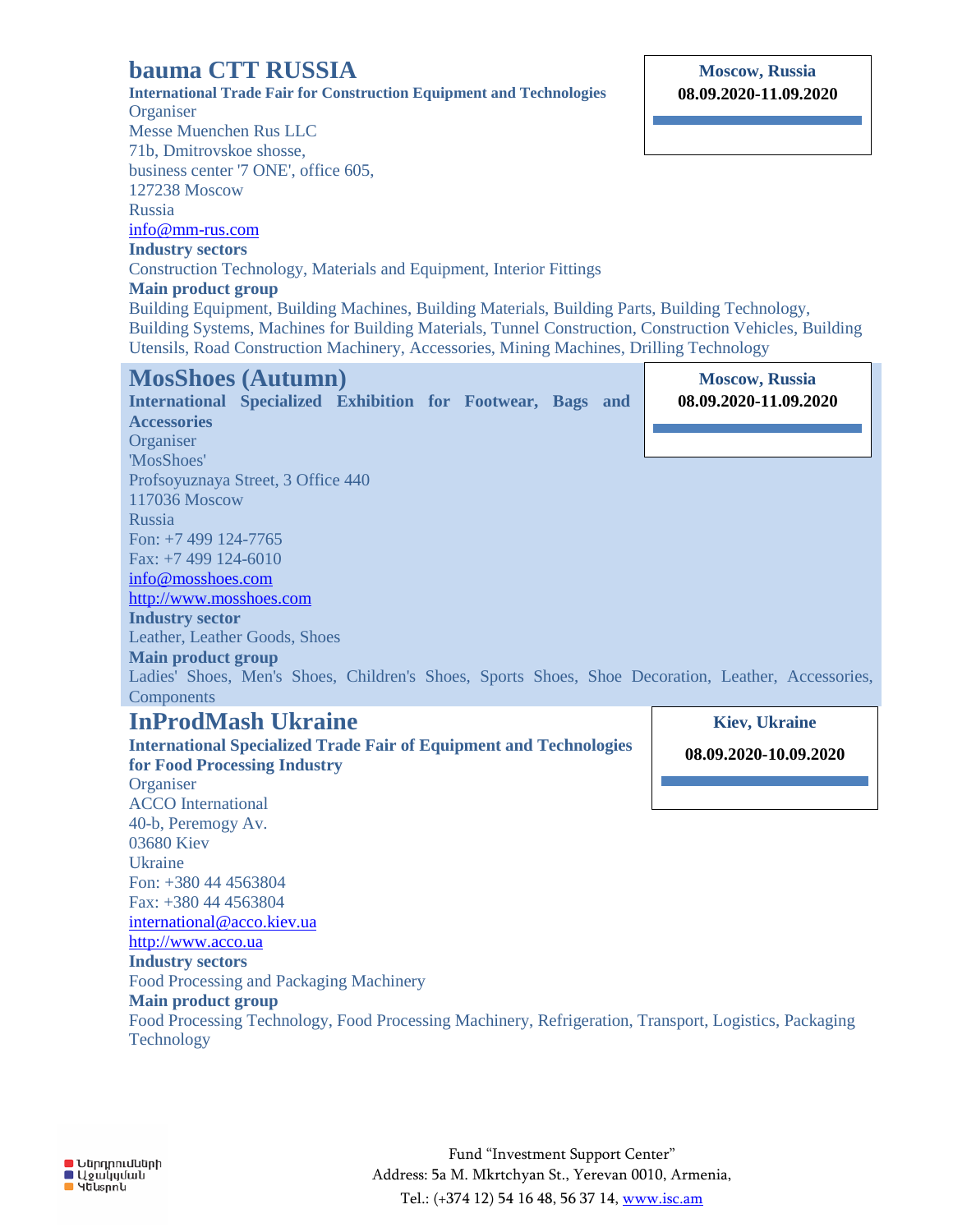## bauma CTT RUSSIA

**Moscow, Russia**
**08.09.2020-11.09.2020**

**International Trade Fair for Construction Equipment and Technologies**

Organiser
Messe Muenchen Rus LLC
71b, Dmitrovskoe shosse,
business center '7 ONE', office 605,
127238 Moscow
Russia
info@mm-rus.com

**Industry sectors**

Construction Technology, Materials and Equipment, Interior Fittings

**Main product group**

Building Equipment, Building Machines, Building Materials, Building Parts, Building Technology, Building Systems, Machines for Building Materials, Tunnel Construction, Construction Vehicles, Building Utensils, Road Construction Machinery, Accessories, Mining Machines, Drilling Technology

## MosShoes (Autumn)

**Moscow, Russia**
**08.09.2020-11.09.2020**

**International Specialized Exhibition for Footwear, Bags and Accessories**

Organiser
'MosShoes'
Profsoyuznaya Street, 3 Office 440
117036 Moscow
Russia
Fon: +7 499 124-7765
Fax: +7 499 124-6010
info@mosshoes.com
http://www.mosshoes.com

**Industry sector**

Leather, Leather Goods, Shoes

**Main product group**

Ladies' Shoes, Men's Shoes, Children's Shoes, Sports Shoes, Shoe Decoration, Leather, Accessories, Components

## InProdMash Ukraine

**Kiev, Ukraine**
**08.09.2020-10.09.2020**

**International Specialized Trade Fair of Equipment and Technologies for Food Processing Industry**

Organiser
ACCO International
40-b, Peremogy Av.
03680 Kiev
Ukraine
Fon: +380 44 4563804
Fax: +380 44 4563804
international@acco.kiev.ua
http://www.acco.ua

**Industry sectors**

Food Processing and Packaging Machinery

**Main product group**

Food Processing Technology, Food Processing Machinery, Refrigeration, Transport, Logistics, Packaging Technology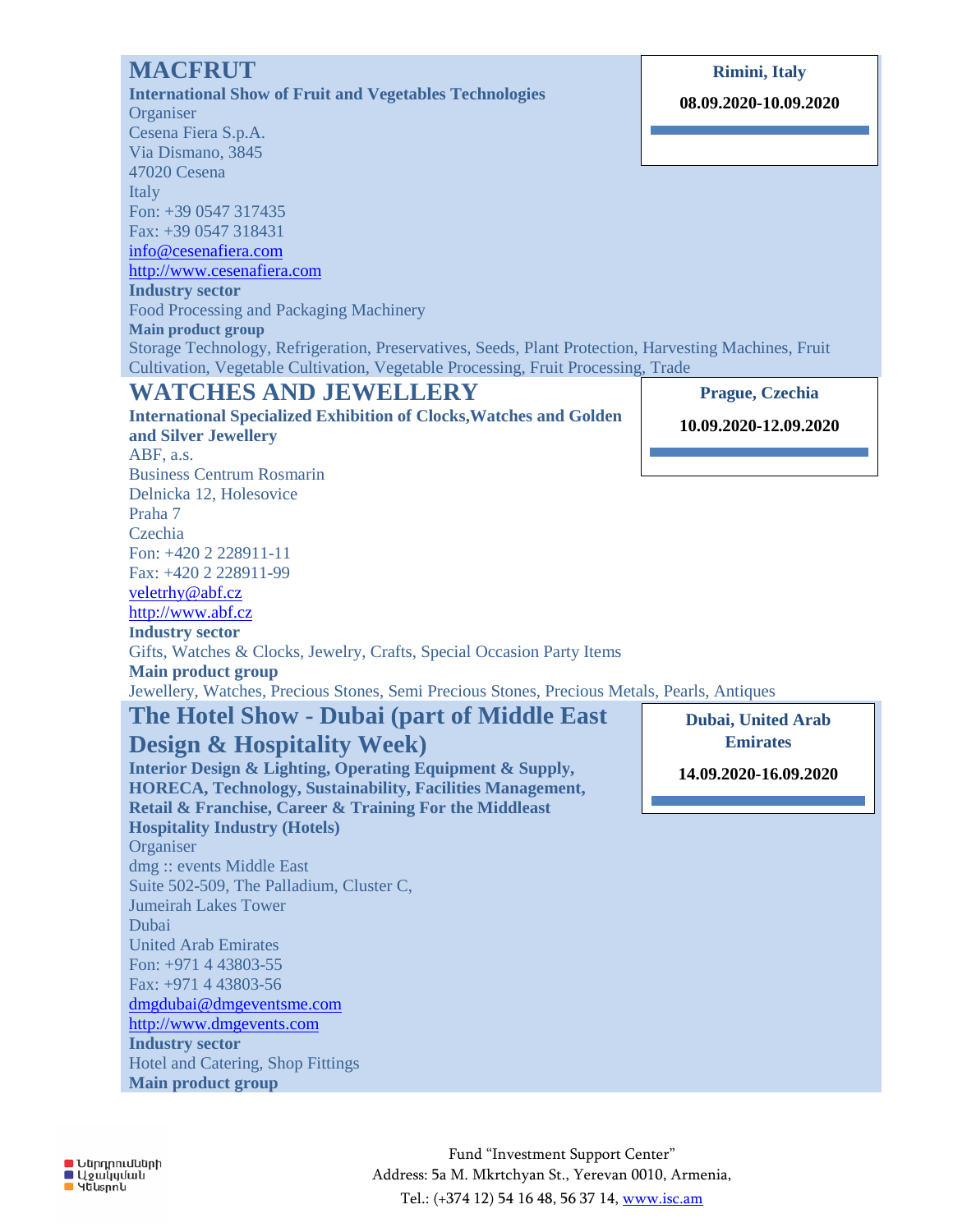## MACFRUT

**Rimini, Italy**

**08.09.2020-10.09.2020**

**International Show of Fruit and Vegetables Technologies**
Organiser
Cesena Fiera S.p.A.
Via Dismano, 3845
47020 Cesena
Italy
Fon: +39 0547 317435
Fax: +39 0547 318431
info@cesenafiera.com
http://www.cesenafiera.com
**Industry sector**
Food Processing and Packaging Machinery
**Main product group**
Storage Technology, Refrigeration, Preservatives, Seeds, Plant Protection, Harvesting Machines, Fruit Cultivation, Vegetable Cultivation, Vegetable Processing, Fruit Processing, Trade

## WATCHES AND JEWELLERY

**Prague, Czechia**

**10.09.2020-12.09.2020**

**International Specialized Exhibition of Clocks,Watches and Golden and Silver Jewellery**
ABF, a.s.
Business Centrum Rosmarin
Delnicka 12, Holesovice
Praha 7
Czechia
Fon: +420 2 228911-11
Fax: +420 2 228911-99
veletrhy@abf.cz
http://www.abf.cz
**Industry sector**
Gifts, Watches & Clocks, Jewelry, Crafts, Special Occasion Party Items
**Main product group**
Jewellery, Watches, Precious Stones, Semi Precious Stones, Precious Metals, Pearls, Antiques

## The Hotel Show - Dubai (part of Middle East Design & Hospitality Week)

**Dubai, United Arab Emirates**

**14.09.2020-16.09.2020**

**Interior Design & Lighting, Operating Equipment & Supply, HORECA, Technology, Sustainability, Facilities Management, Retail & Franchise, Career & Training For the Middleast Hospitality Industry (Hotels)**
Organiser
dmg :: events Middle East
Suite 502-509, The Palladium, Cluster C,
Jumeirah Lakes Tower
Dubai
United Arab Emirates
Fon: +971 4 43803-55
Fax: +971 4 43803-56
dmgdubai@dmgeventsme.com
http://www.dmgevents.com
**Industry sector**
Hotel and Catering, Shop Fittings
**Main product group**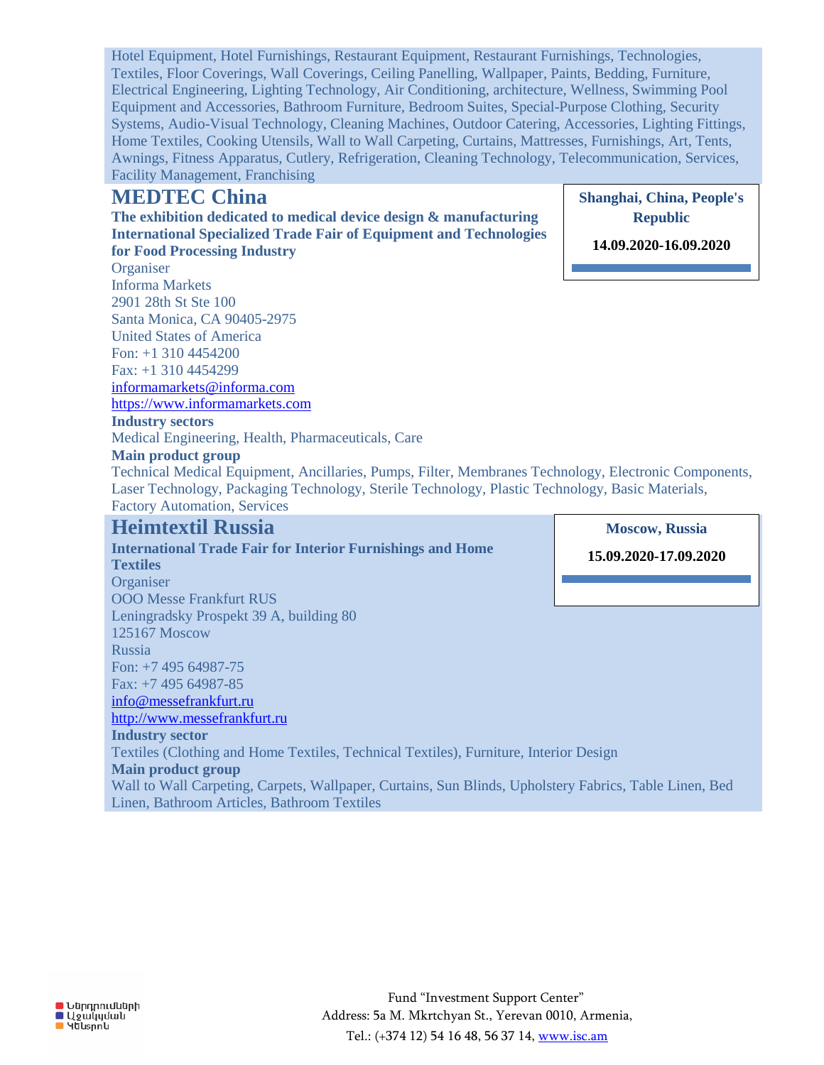Hotel Equipment, Hotel Furnishings, Restaurant Equipment, Restaurant Furnishings, Technologies, Textiles, Floor Coverings, Wall Coverings, Ceiling Panelling, Wallpaper, Paints, Bedding, Furniture, Electrical Engineering, Lighting Technology, Air Conditioning, architecture, Wellness, Swimming Pool Equipment and Accessories, Bathroom Furniture, Bedroom Suites, Special-Purpose Clothing, Security Systems, Audio-Visual Technology, Cleaning Machines, Outdoor Catering, Accessories, Lighting Fittings, Home Textiles, Cooking Utensils, Wall to Wall Carpeting, Curtains, Mattresses, Furnishings, Art, Tents, Awnings, Fitness Apparatus, Cutlery, Refrigeration, Cleaning Technology, Telecommunication, Services, Facility Management, Franchising

## MEDTEC China

**Shanghai, China, People's Republic**

**14.09.2020-16.09.2020**

**The exhibition dedicated to medical device design & manufacturing**
**International Specialized Trade Fair of Equipment and Technologies for Food Processing Industry**

Organiser
Informa Markets
2901 28th St Ste 100
Santa Monica, CA 90405-2975
United States of America
Fon: +1 310 4454200
Fax: +1 310 4454299
informamarkets@informa.com
https://www.informamarkets.com

**Industry sectors**
Medical Engineering, Health, Pharmaceuticals, Care

**Main product group**
Technical Medical Equipment, Ancillaries, Pumps, Filter, Membranes Technology, Electronic Components, Laser Technology, Packaging Technology, Sterile Technology, Plastic Technology, Basic Materials, Factory Automation, Services

## Heimtextil Russia

**Moscow, Russia**

**15.09.2020-17.09.2020**

**International Trade Fair for Interior Furnishings and Home Textiles**

Organiser
OOO Messe Frankfurt RUS
Leningradsky Prospekt 39 A, building 80
125167 Moscow
Russia
Fon: +7 495 64987-75
Fax: +7 495 64987-85
info@messefrankfurt.ru
http://www.messefrankfurt.ru

**Industry sector**
Textiles (Clothing and Home Textiles, Technical Textiles), Furniture, Interior Design

**Main product group**
Wall to Wall Carpeting, Carpets, Wallpaper, Curtains, Sun Blinds, Upholstery Fabrics, Table Linen, Bed Linen, Bathroom Articles, Bathroom Textiles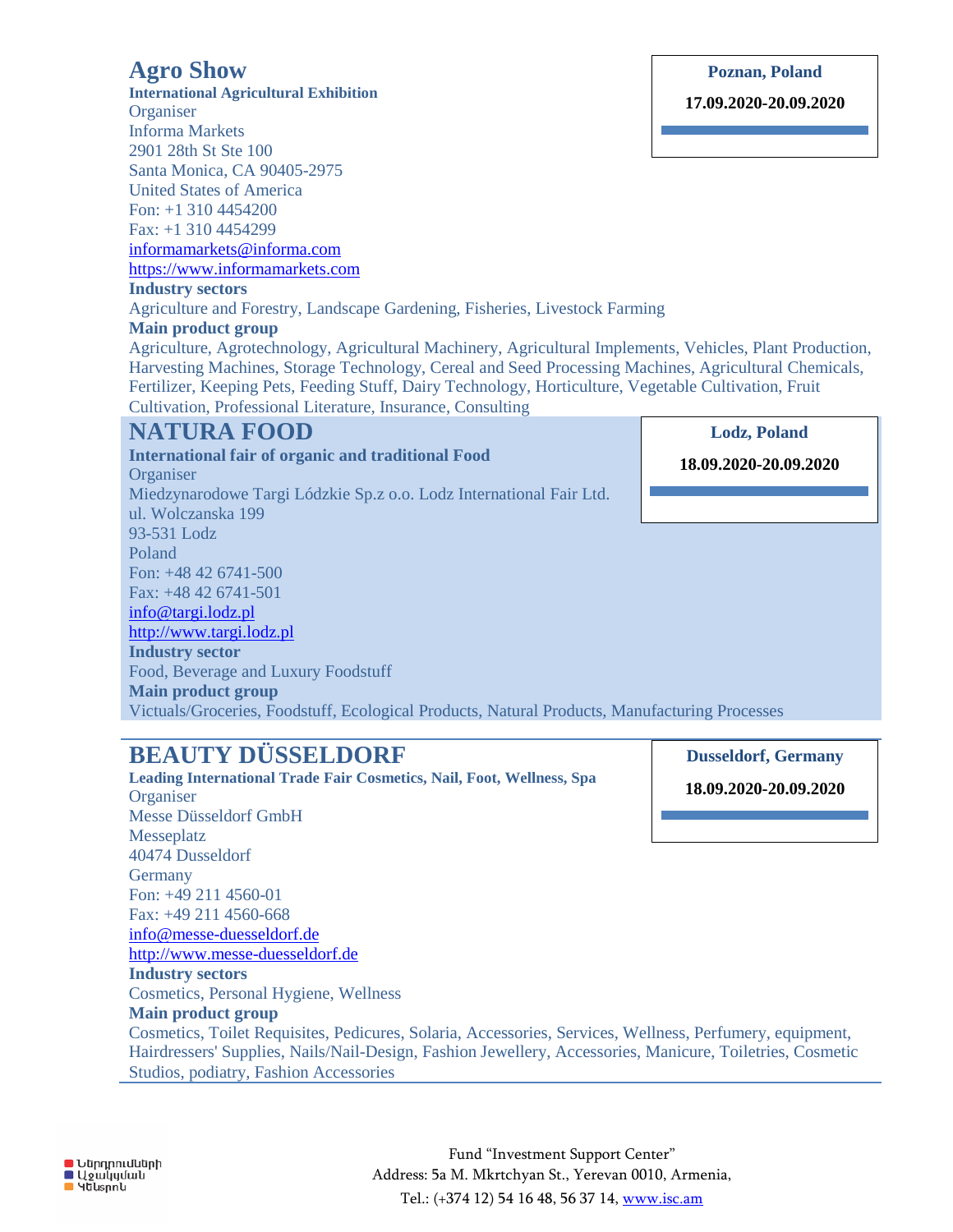## Agro Show

**International Agricultural Exhibition**

**Poznan, Poland**

**17.09.2020-20.09.2020**

Organiser
Informa Markets
2901 28th St Ste 100
Santa Monica, CA 90405-2975
United States of America
Fon: +1 310 4454200
Fax: +1 310 4454299
informamarkets@informa.com
https://www.informamarkets.com

**Industry sectors**

Agriculture and Forestry, Landscape Gardening, Fisheries, Livestock Farming

**Main product group**

Agriculture, Agrotechnology, Agricultural Machinery, Agricultural Implements, Vehicles, Plant Production, Harvesting Machines, Storage Technology, Cereal and Seed Processing Machines, Agricultural Chemicals, Fertilizer, Keeping Pets, Feeding Stuff, Dairy Technology, Horticulture, Vegetable Cultivation, Fruit Cultivation, Professional Literature, Insurance, Consulting

## NATURA FOOD

**International fair of organic and traditional Food**

**Lodz, Poland**

**18.09.2020-20.09.2020**

Organiser
Miedzynarodowe Targi Lódzkie Sp.z o.o. Lodz International Fair Ltd.
ul. Wolczanska 199
93-531 Lodz
Poland
Fon: +48 42 6741-500
Fax: +48 42 6741-501
info@targi.lodz.pl
http://www.targi.lodz.pl

**Industry sector**

Food, Beverage and Luxury Foodstuff

**Main product group**

Victuals/Groceries, Foodstuff, Ecological Products, Natural Products, Manufacturing Processes

## BEAUTY DÜSSELDORF

**Leading International Trade Fair Cosmetics, Nail, Foot, Wellness, Spa**

**Dusseldorf, Germany**

**18.09.2020-20.09.2020**

Organiser
Messe Düsseldorf GmbH
Messeplatz
40474 Dusseldorf
Germany
Fon: +49 211 4560-01
Fax: +49 211 4560-668
info@messe-duesseldorf.de
http://www.messe-duesseldorf.de

**Industry sectors**

Cosmetics, Personal Hygiene, Wellness

**Main product group**

Cosmetics, Toilet Requisites, Pedicures, Solaria, Accessories, Services, Wellness, Perfumery, equipment, Hairdressers' Supplies, Nails/Nail-Design, Fashion Jewellery, Accessories, Manicure, Toiletries, Cosmetic Studios, podiatry, Fashion Accessories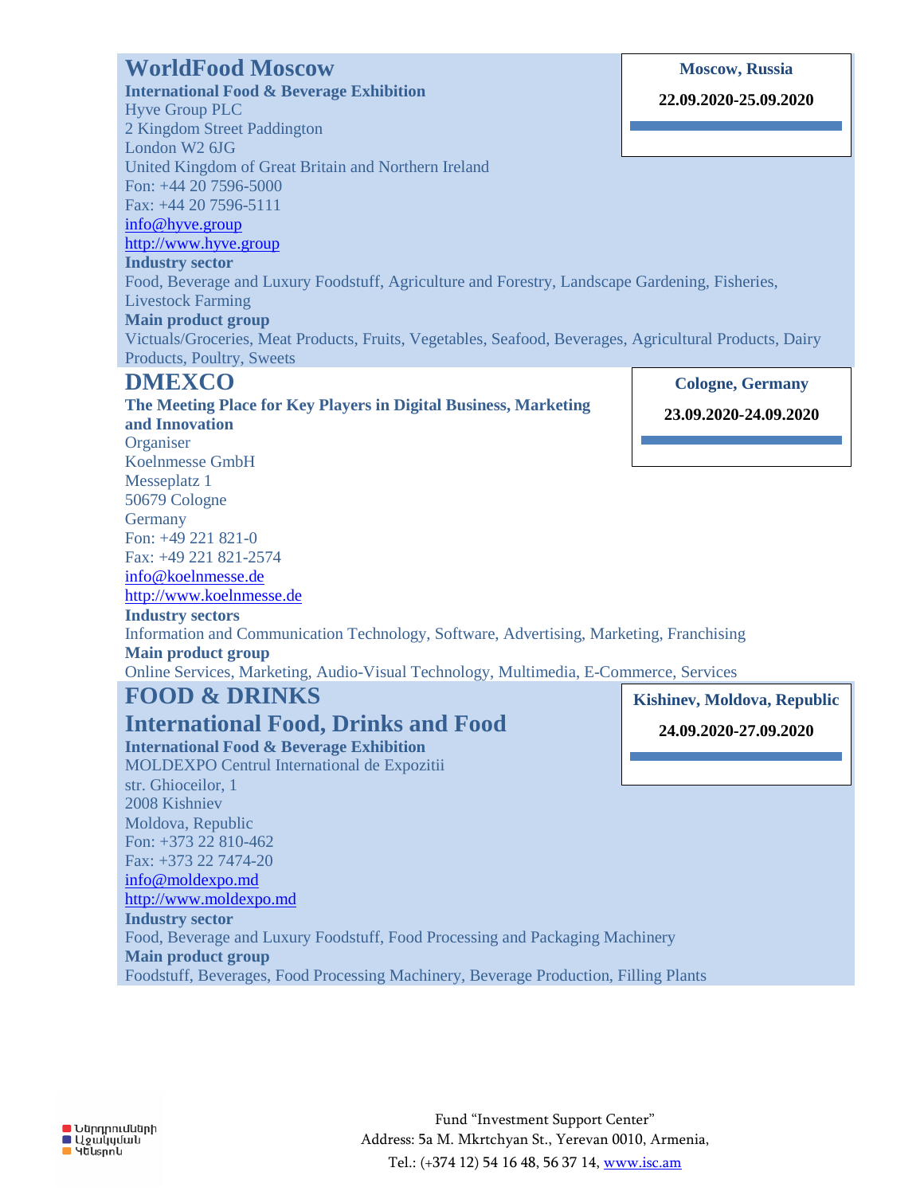## WorldFood Moscow

**Moscow, Russia**

**22.09.2020-25.09.2020**

**International Food & Beverage Exhibition**
Hyve Group PLC
2 Kingdom Street Paddington
London W2 6JG
United Kingdom of Great Britain and Northern Ireland
Fon: +44 20 7596-5000
Fax: +44 20 7596-5111
info@hyve.group
http://www.hyve.group

**Industry sector**
Food, Beverage and Luxury Foodstuff, Agriculture and Forestry, Landscape Gardening, Fisheries, Livestock Farming

**Main product group**
Victuals/Groceries, Meat Products, Fruits, Vegetables, Seafood, Beverages, Agricultural Products, Dairy Products, Poultry, Sweets

## DMEXCO

**Cologne, Germany**

**23.09.2020-24.09.2020**

**The Meeting Place for Key Players in Digital Business, Marketing and Innovation**
Organiser
Koelnmesse GmbH
Messeplatz 1
50679 Cologne
Germany
Fon: +49 221 821-0
Fax: +49 221 821-2574
info@koelnmesse.de
http://www.koelnmesse.de

**Industry sectors**
Information and Communication Technology, Software, Advertising, Marketing, Franchising

**Main product group**
Online Services, Marketing, Audio-Visual Technology, Multimedia, E-Commerce, Services

## FOOD & DRINKS
## International Food, Drinks and Food

**Kishinev, Moldova, Republic**

**24.09.2020-27.09.2020**

**International Food & Beverage Exhibition**
MOLDEXPO Centrul International de Expozitii
str. Ghioceilor, 1
2008 Kishniev
Moldova, Republic
Fon: +373 22 810-462
Fax: +373 22 7474-20
info@moldexpo.md
http://www.moldexpo.md

**Industry sector**
Food, Beverage and Luxury Foodstuff, Food Processing and Packaging Machinery

**Main product group**
Foodstuff, Beverages, Food Processing Machinery, Beverage Production, Filling Plants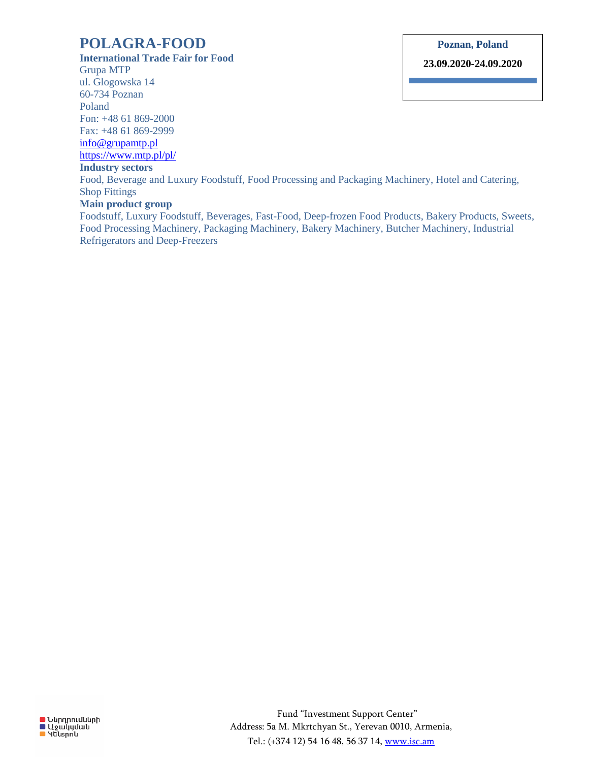# POLAGRA-FOOD

**International Trade Fair for Food**
Grupa MTP
ul. Glogowska 14
60-734 Poznan
Poland
Fon: +48 61 869-2000
Fax: +48 61 869-2999
info@grupamtp.pl
https://www.mtp.pl/pl/

**Poznan, Poland**

**23.09.2020-24.09.2020**

**Industry sectors**

Food, Beverage and Luxury Foodstuff, Food Processing and Packaging Machinery, Hotel and Catering, Shop Fittings

**Main product group**

Foodstuff, Luxury Foodstuff, Beverages, Fast-Food, Deep-frozen Food Products, Bakery Products, Sweets, Food Processing Machinery, Packaging Machinery, Bakery Machinery, Butcher Machinery, Industrial Refrigerators and Deep-Freezers